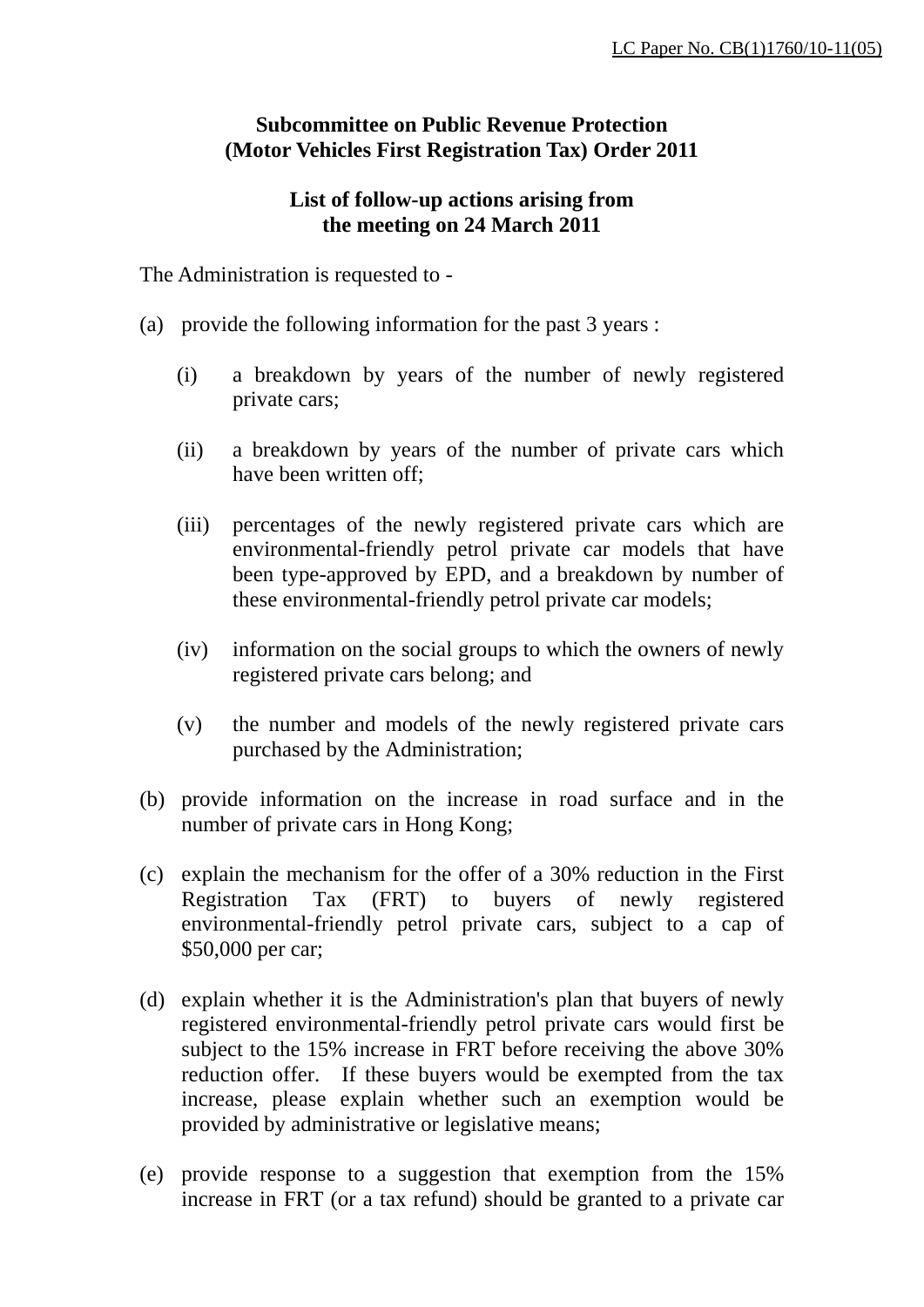LC Paper No. CB(1)1760/10-11(05)

**Subcommittee on Public Revenue Protection (Motor Vehicles First Registration Tax) Order 2011**

**List of follow-up actions arising from the meeting on 24 March 2011**

The Administration is requested to -

(a) provide the following information for the past 3 years :

  (i) a breakdown by years of the number of newly registered private cars;

  (ii) a breakdown by years of the number of private cars which have been written off;

  (iii) percentages of the newly registered private cars which are environmental-friendly petrol private car models that have been type-approved by EPD, and a breakdown by number of these environmental-friendly petrol private car models;

  (iv) information on the social groups to which the owners of newly registered private cars belong; and

  (v) the number and models of the newly registered private cars purchased by the Administration;

(b) provide information on the increase in road surface and in the number of private cars in Hong Kong;

(c) explain the mechanism for the offer of a 30% reduction in the First Registration Tax (FRT) to buyers of newly registered environmental-friendly petrol private cars, subject to a cap of $50,000 per car;

(d) explain whether it is the Administration's plan that buyers of newly registered environmental-friendly petrol private cars would first be subject to the 15% increase in FRT before receiving the above 30% reduction offer. If these buyers would be exempted from the tax increase, please explain whether such an exemption would be provided by administrative or legislative means;

(e) provide response to a suggestion that exemption from the 15% increase in FRT (or a tax refund) should be granted to a private car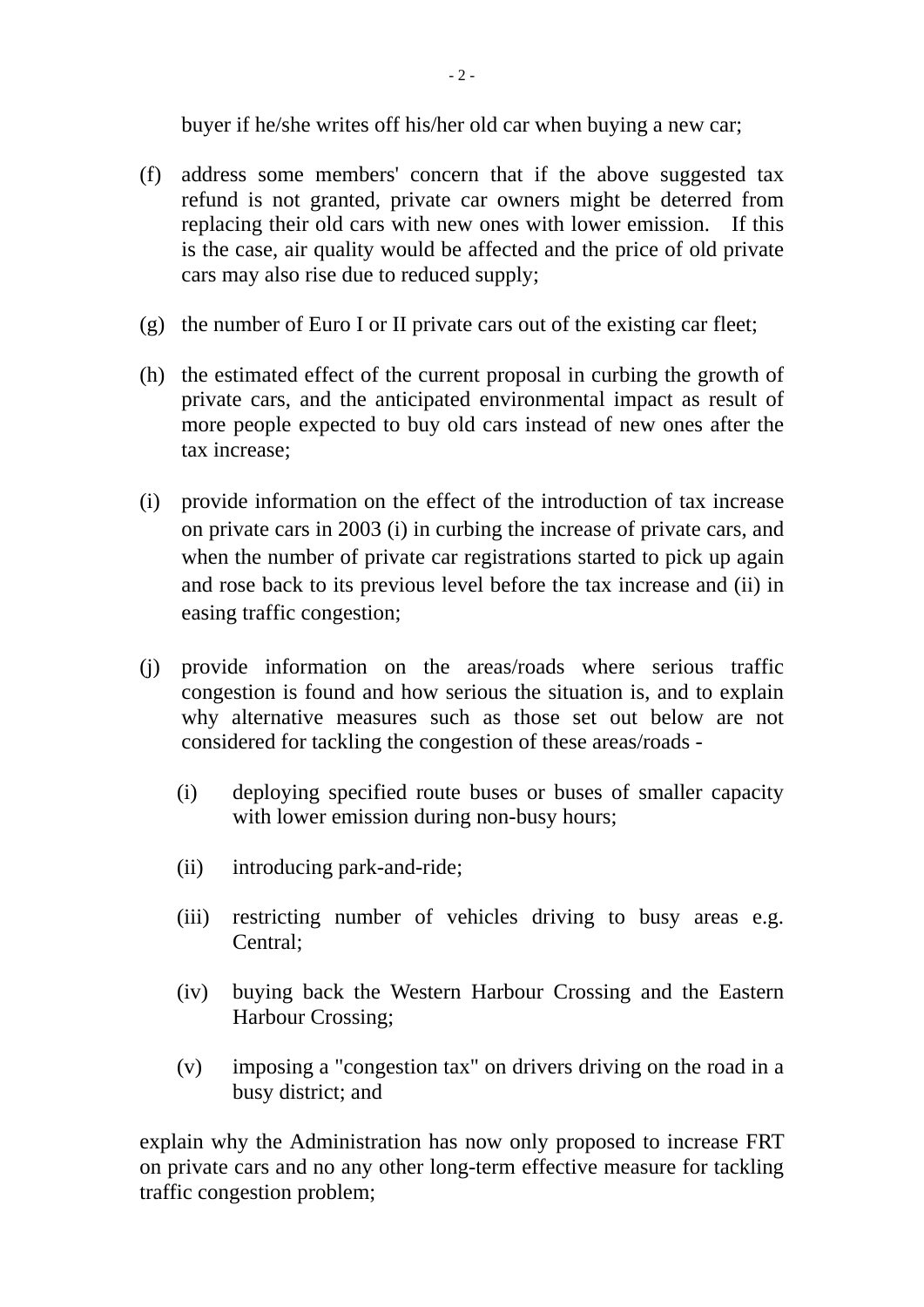buyer if he/she writes off his/her old car when buying a new car;

(f) address some members' concern that if the above suggested tax refund is not granted, private car owners might be deterred from replacing their old cars with new ones with lower emission. If this is the case, air quality would be affected and the price of old private cars may also rise due to reduced supply;

(g) the number of Euro I or II private cars out of the existing car fleet;

(h) the estimated effect of the current proposal in curbing the growth of private cars, and the anticipated environmental impact as result of more people expected to buy old cars instead of new ones after the tax increase;

(i) provide information on the effect of the introduction of tax increase on private cars in 2003 (i) in curbing the increase of private cars, and when the number of private car registrations started to pick up again and rose back to its previous level before the tax increase and (ii) in easing traffic congestion;

(j) provide information on the areas/roads where serious traffic congestion is found and how serious the situation is, and to explain why alternative measures such as those set out below are not considered for tackling the congestion of these areas/roads -

    (i) deploying specified route buses or buses of smaller capacity with lower emission during non-busy hours;

    (ii) introducing park-and-ride;

    (iii) restricting number of vehicles driving to busy areas e.g. Central;

    (iv) buying back the Western Harbour Crossing and the Eastern Harbour Crossing;

    (v) imposing a "congestion tax" on drivers driving on the road in a busy district; and

explain why the Administration has now only proposed to increase FRT on private cars and no any other long-term effective measure for tackling traffic congestion problem;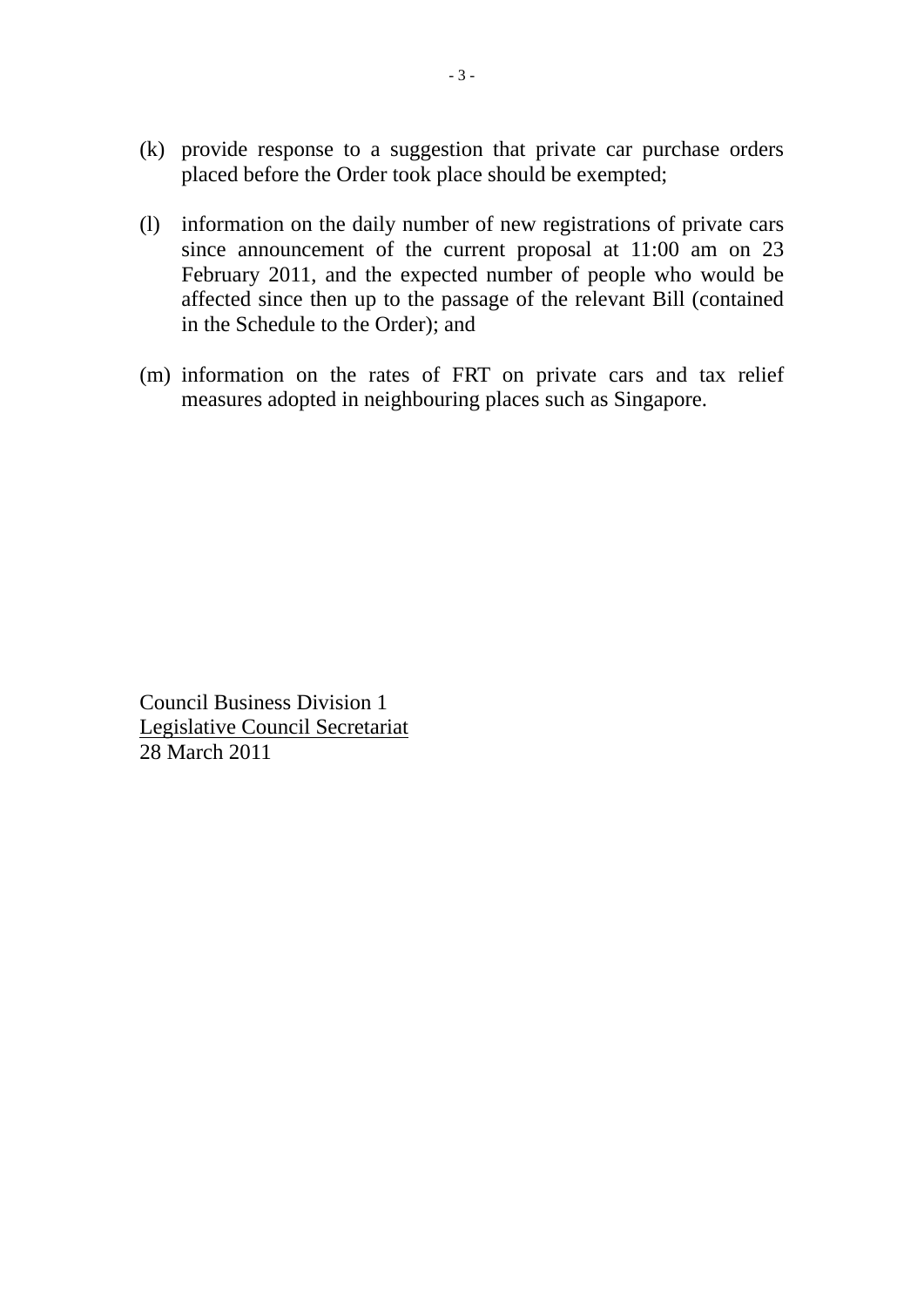(k) provide response to a suggestion that private car purchase orders placed before the Order took place should be exempted;

(l) information on the daily number of new registrations of private cars since announcement of the current proposal at 11:00 am on 23 February 2011, and the expected number of people who would be affected since then up to the passage of the relevant Bill (contained in the Schedule to the Order); and

(m) information on the rates of FRT on private cars and tax relief measures adopted in neighbouring places such as Singapore.

Council Business Division 1
Legislative Council Secretariat
28 March 2011